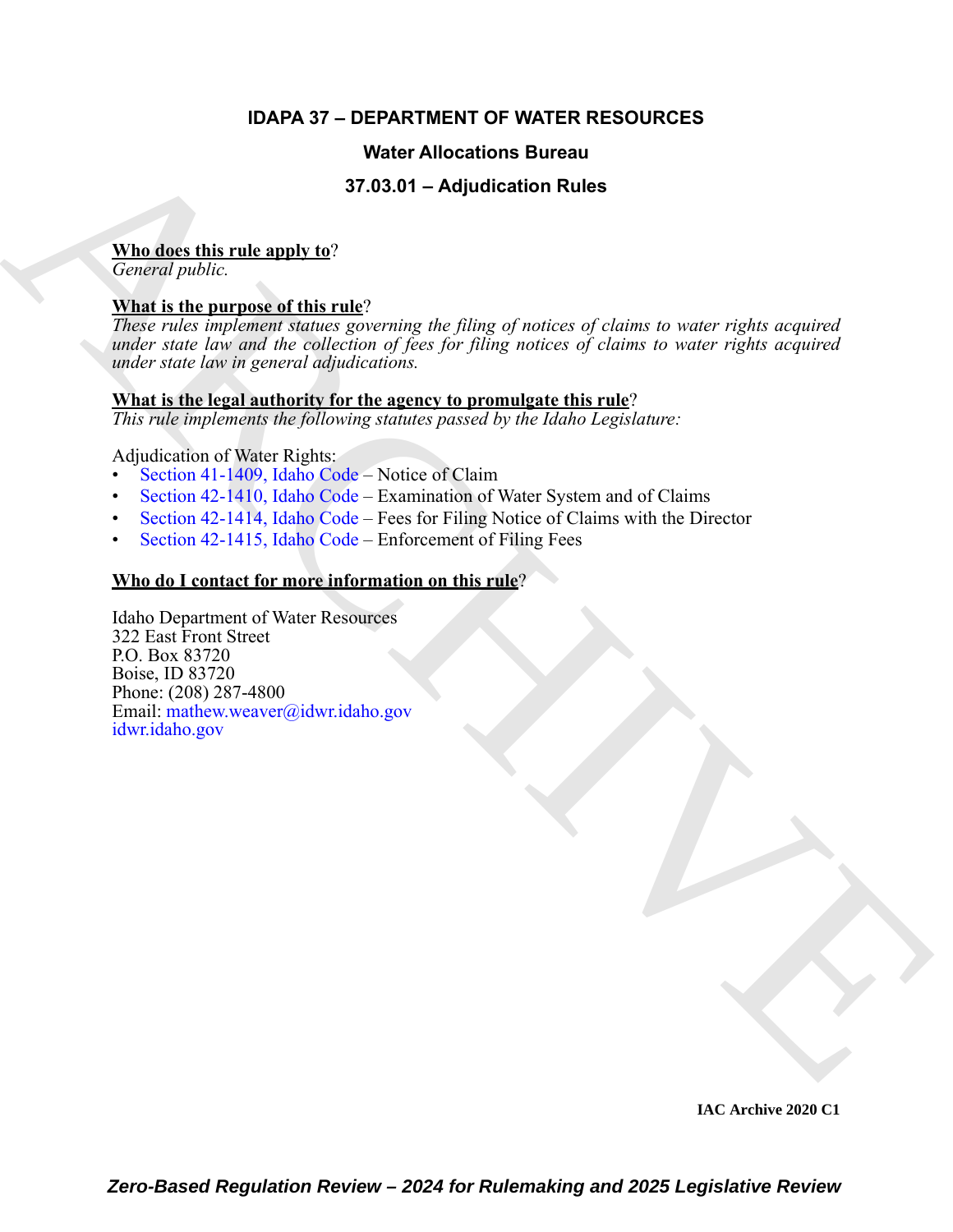# IDAPA 37 – DEPARTMENT OF WATER RESOURCES

## Water Allocations Bureau

## 37.03.01 – Adjudication Rules

**Who does this rule apply to**?
*General public.*

**What is the purpose of this rule**?
*These rules implement statues governing the filing of notices of claims to water rights acquired under state law and the collection of fees for filing notices of claims to water rights acquired under state law in general adjudications.*

**What is the legal authority for the agency to promulgate this rule**?
*This rule implements the following statutes passed by the Idaho Legislature:*

Adjudication of Water Rights:
- Section 41-1409, Idaho Code – Notice of Claim
- Section 42-1410, Idaho Code – Examination of Water System and of Claims
- Section 42-1414, Idaho Code – Fees for Filing Notice of Claims with the Director
- Section 42-1415, Idaho Code – Enforcement of Filing Fees

**Who do I contact for more information on this rule**?

Idaho Department of Water Resources
322 East Front Street
P.O. Box 83720
Boise, ID 83720
Phone: (208) 287-4800
Email: mathew.weaver@idwr.idaho.gov
idwr.idaho.gov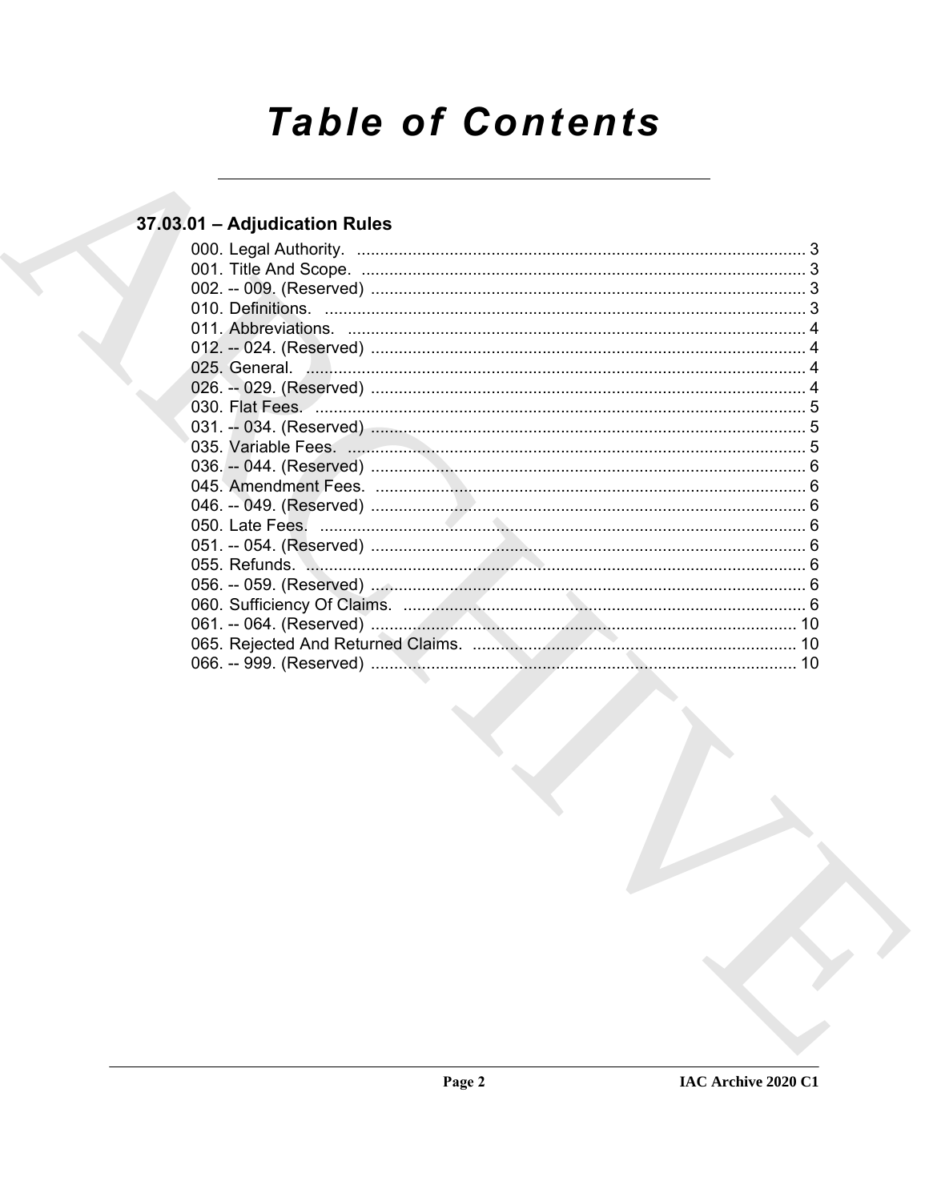# Table of Contents

## 37.03.01 – Adjudication Rules

000. Legal Authority. ..... 3
001. Title And Scope. ..... 3
002. -- 009. (Reserved) ..... 3
010. Definitions. ..... 3
011. Abbreviations. ..... 4
012. -- 024. (Reserved) ..... 4
025. General. ..... 4
026. -- 029. (Reserved) ..... 4
030. Flat Fees. ..... 5
031. -- 034. (Reserved) ..... 5
035. Variable Fees. ..... 5
036. -- 044. (Reserved) ..... 6
045. Amendment Fees. ..... 6
046. -- 049. (Reserved) ..... 6
050. Late Fees. ..... 6
051. -- 054. (Reserved) ..... 6
055. Refunds. ..... 6
056. -- 059. (Reserved) ..... 6
060. Sufficiency Of Claims. ..... 6
061. -- 064. (Reserved) ..... 10
065. Rejected And Returned Claims. ..... 10
066. -- 999. (Reserved) ..... 10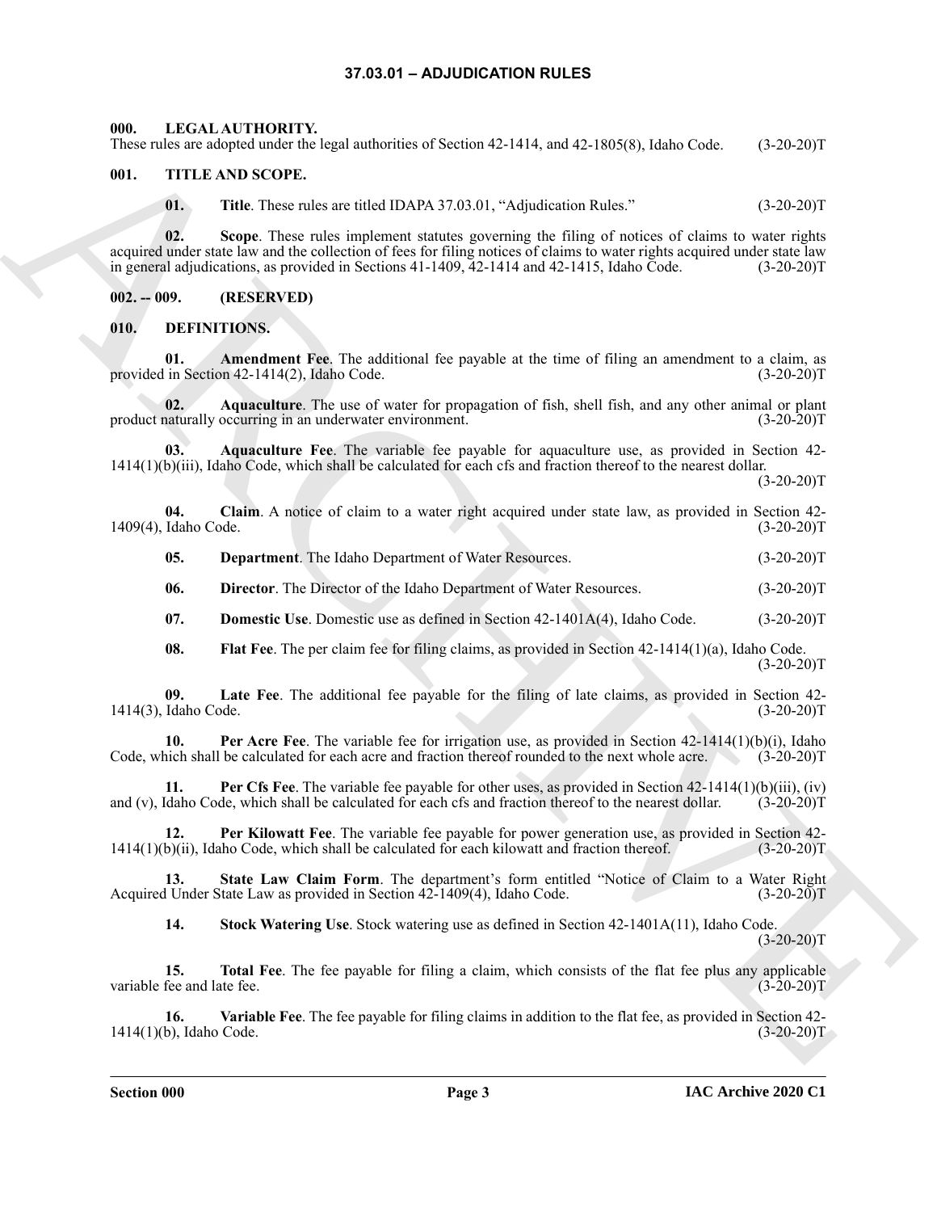# 37.03.01 – ADJUDICATION RULES

### 000. LEGAL AUTHORITY.

These rules are adopted under the legal authorities of Section 42-1414, and 42-1805(8), Idaho Code. (3-20-20)T

### 001. TITLE AND SCOPE.

**01. Title**. These rules are titled IDAPA 37.03.01, "Adjudication Rules." (3-20-20)T

**02. Scope**. These rules implement statutes governing the filing of notices of claims to water rights acquired under state law and the collection of fees for filing notices of claims to water rights acquired under state law in general adjudications, as provided in Sections 41-1409, 42-1414 and 42-1415, Idaho Code. (3-20-20)T

### 002. -- 009. (RESERVED)

### 010. DEFINITIONS.

**01. Amendment Fee**. The additional fee payable at the time of filing an amendment to a claim, as provided in Section 42-1414(2), Idaho Code. (3-20-20)T

**02. Aquaculture**. The use of water for propagation of fish, shell fish, and any other animal or plant product naturally occurring in an underwater environment. (3-20-20)T

**03. Aquaculture Fee**. The variable fee payable for aquaculture use, as provided in Section 42-1414(1)(b)(iii), Idaho Code, which shall be calculated for each cfs and fraction thereof to the nearest dollar. (3-20-20)T

**04. Claim**. A notice of claim to a water right acquired under state law, as provided in Section 42-1409(4), Idaho Code. (3-20-20)T

**05. Department**. The Idaho Department of Water Resources. (3-20-20)T

**06. Director**. The Director of the Idaho Department of Water Resources. (3-20-20)T

**07. Domestic Use**. Domestic use as defined in Section 42-1401A(4), Idaho Code. (3-20-20)T

**08. Flat Fee**. The per claim fee for filing claims, as provided in Section 42-1414(1)(a), Idaho Code. (3-20-20)T

**09. Late Fee**. The additional fee payable for the filing of late claims, as provided in Section 42-1414(3), Idaho Code. (3-20-20)T

**10. Per Acre Fee**. The variable fee for irrigation use, as provided in Section 42-1414(1)(b)(i), Idaho Code, which shall be calculated for each acre and fraction thereof rounded to the next whole acre. (3-20-20)T

**11. Per Cfs Fee**. The variable fee payable for other uses, as provided in Section 42-1414(1)(b)(iii), (iv) and (v), Idaho Code, which shall be calculated for each cfs and fraction thereof to the nearest dollar. (3-20-20)T

**12. Per Kilowatt Fee**. The variable fee payable for power generation use, as provided in Section 42-1414(1)(b)(ii), Idaho Code, which shall be calculated for each kilowatt and fraction thereof. (3-20-20)T

**13. State Law Claim Form**. The department's form entitled "Notice of Claim to a Water Right Acquired Under State Law as provided in Section 42-1409(4), Idaho Code. (3-20-20)T

**14. Stock Watering Use**. Stock watering use as defined in Section 42-1401A(11), Idaho Code. (3-20-20)T

**15. Total Fee**. The fee payable for filing a claim, which consists of the flat fee plus any applicable variable fee and late fee. (3-20-20)T

**16. Variable Fee**. The fee payable for filing claims in addition to the flat fee, as provided in Section 42-1414(1)(b), Idaho Code. (3-20-20)T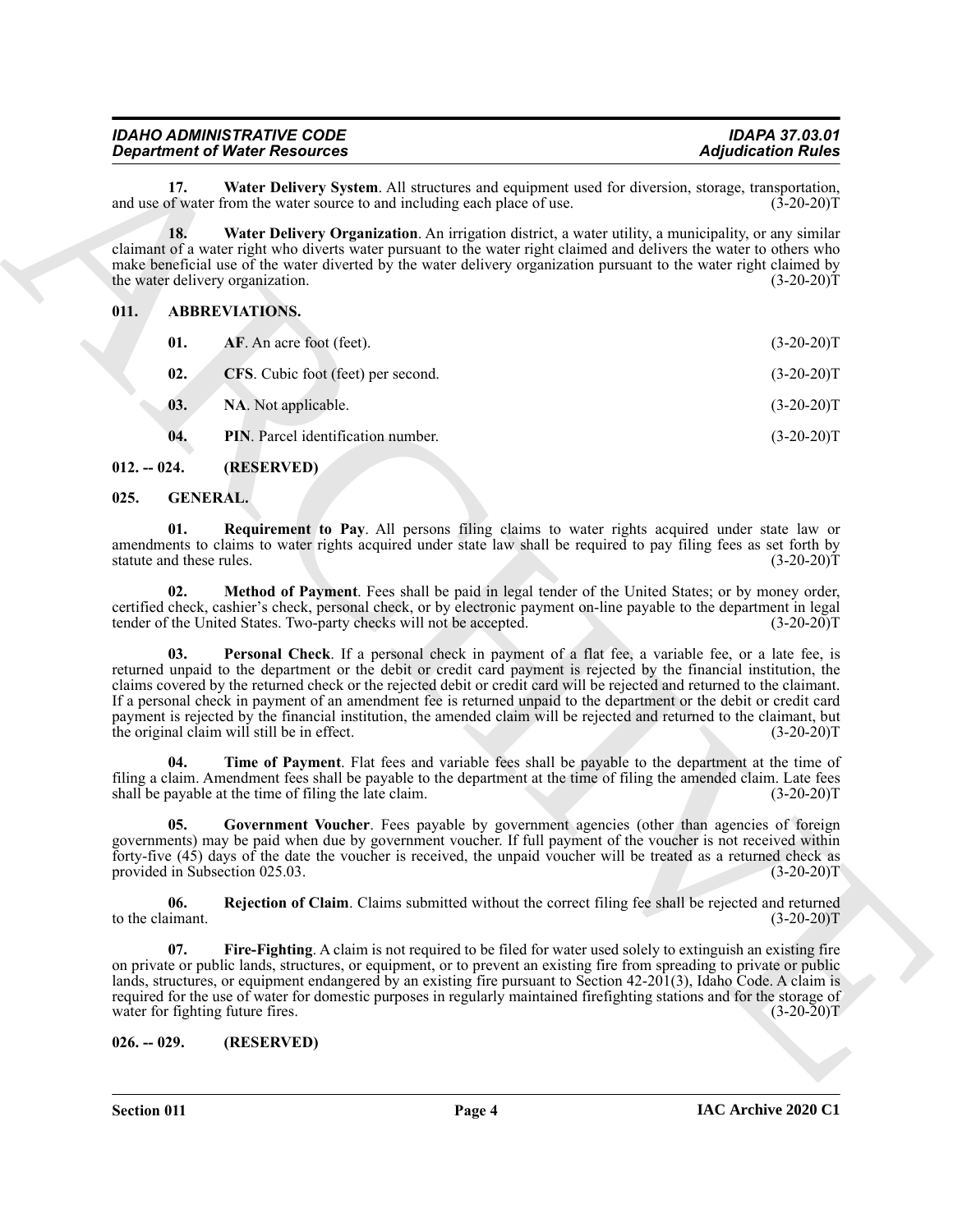**17. Water Delivery System**. All structures and equipment used for diversion, storage, transportation, and use of water from the water source to and including each place of use. (3-20-20)T

**18. Water Delivery Organization**. An irrigation district, a water utility, a municipality, or any similar claimant of a water right who diverts water pursuant to the water right claimed and delivers the water to others who make beneficial use of the water diverted by the water delivery organization pursuant to the water right claimed by the water delivery organization. (3-20-20)T

## 011. ABBREVIATIONS.

**01. AF**. An acre foot (feet). (3-20-20)T

**02. CFS**. Cubic foot (feet) per second. (3-20-20)T

**03. NA**. Not applicable. (3-20-20)T

**04. PIN**. Parcel identification number. (3-20-20)T

## 012. -- 024. (RESERVED)

## 025. GENERAL.

**01. Requirement to Pay**. All persons filing claims to water rights acquired under state law or amendments to claims to water rights acquired under state law shall be required to pay filing fees as set forth by statute and these rules. (3-20-20)T

**02. Method of Payment**. Fees shall be paid in legal tender of the United States; or by money order, certified check, cashier's check, personal check, or by electronic payment on-line payable to the department in legal tender of the United States. Two-party checks will not be accepted. (3-20-20)T

**03. Personal Check**. If a personal check in payment of a flat fee, a variable fee, or a late fee, is returned unpaid to the department or the debit or credit card payment is rejected by the financial institution, the claims covered by the returned check or the rejected debit or credit card will be rejected and returned to the claimant. If a personal check in payment of an amendment fee is returned unpaid to the department or the debit or credit card payment is rejected by the financial institution, the amended claim will be rejected and returned to the claimant, but the original claim will still be in effect. (3-20-20)T

**04. Time of Payment**. Flat fees and variable fees shall be payable to the department at the time of filing a claim. Amendment fees shall be payable to the department at the time of filing the amended claim. Late fees shall be payable at the time of filing the late claim. (3-20-20)T

**05. Government Voucher**. Fees payable by government agencies (other than agencies of foreign governments) may be paid when due by government voucher. If full payment of the voucher is not received within forty-five (45) days of the date the voucher is received, the unpaid voucher will be treated as a returned check as provided in Subsection 025.03. (3-20-20)T

**06. Rejection of Claim**. Claims submitted without the correct filing fee shall be rejected and returned to the claimant. (3-20-20)T

**07. Fire-Fighting**. A claim is not required to be filed for water used solely to extinguish an existing fire on private or public lands, structures, or equipment, or to prevent an existing fire from spreading to private or public lands, structures, or equipment endangered by an existing fire pursuant to Section 42-201(3), Idaho Code. A claim is required for the use of water for domestic purposes in regularly maintained firefighting stations and for the storage of water for fighting future fires. (3-20-20)T

## 026. -- 029. (RESERVED)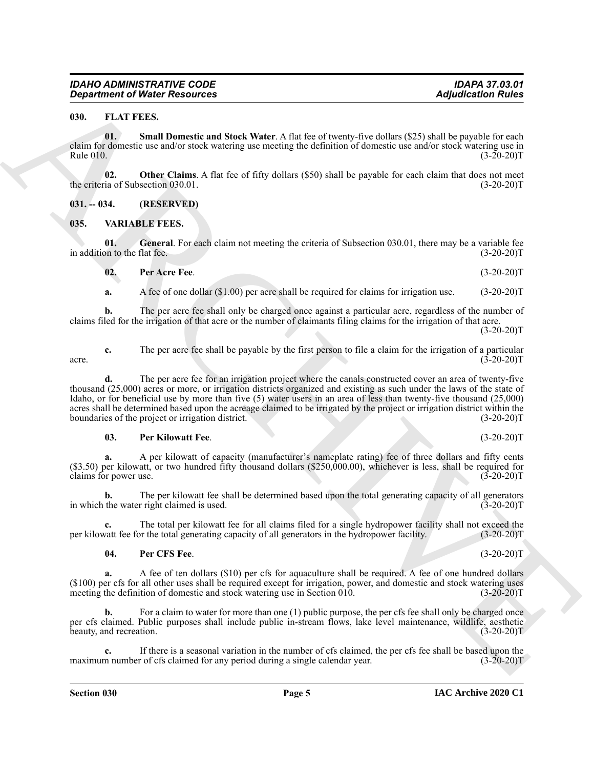### 030. FLAT FEES.

**01. Small Domestic and Stock Water**. A flat fee of twenty-five dollars ($25) shall be payable for each claim for domestic use and/or stock watering use meeting the definition of domestic use and/or stock watering use in Rule 010. (3-20-20)T

**02. Other Claims**. A flat fee of fifty dollars ($50) shall be payable for each claim that does not meet the criteria of Subsection 030.01. (3-20-20)T

### 031. -- 034. (RESERVED)

### 035. VARIABLE FEES.

**01. General**. For each claim not meeting the criteria of Subsection 030.01, there may be a variable fee in addition to the flat fee. (3-20-20)T

**02. Per Acre Fee**. (3-20-20)T

**a.** A fee of one dollar ($1.00) per acre shall be required for claims for irrigation use. (3-20-20)T

**b.** The per acre fee shall only be charged once against a particular acre, regardless of the number of claims filed for the irrigation of that acre or the number of claimants filing claims for the irrigation of that acre. (3-20-20)T

**c.** The per acre fee shall be payable by the first person to file a claim for the irrigation of a particular acre. (3-20-20)T

**d.** The per acre fee for an irrigation project where the canals constructed cover an area of twenty-five thousand (25,000) acres or more, or irrigation districts organized and existing as such under the laws of the state of Idaho, or for beneficial use by more than five (5) water users in an area of less than twenty-five thousand (25,000) acres shall be determined based upon the acreage claimed to be irrigated by the project or irrigation district within the boundaries of the project or irrigation district. (3-20-20)T

**03. Per Kilowatt Fee**. (3-20-20)T

**a.** A per kilowatt of capacity (manufacturer's nameplate rating) fee of three dollars and fifty cents ($3.50) per kilowatt, or two hundred fifty thousand dollars ($250,000.00), whichever is less, shall be required for claims for power use. (3-20-20)T

**b.** The per kilowatt fee shall be determined based upon the total generating capacity of all generators in which the water right claimed is used. (3-20-20)T

**c.** The total per kilowatt fee for all claims filed for a single hydropower facility shall not exceed the per kilowatt fee for the total generating capacity of all generators in the hydropower facility. (3-20-20)T

**04. Per CFS Fee**. (3-20-20)T

**a.** A fee of ten dollars ($10) per cfs for aquaculture shall be required. A fee of one hundred dollars ($100) per cfs for all other uses shall be required except for irrigation, power, and domestic and stock watering uses meeting the definition of domestic and stock watering use in Section 010. (3-20-20)T

**b.** For a claim to water for more than one (1) public purpose, the per cfs fee shall only be charged once per cfs claimed. Public purposes shall include public in-stream flows, lake level maintenance, wildlife, aesthetic beauty, and recreation. (3-20-20)T

**c.** If there is a seasonal variation in the number of cfs claimed, the per cfs fee shall be based upon the maximum number of cfs claimed for any period during a single calendar year. (3-20-20)T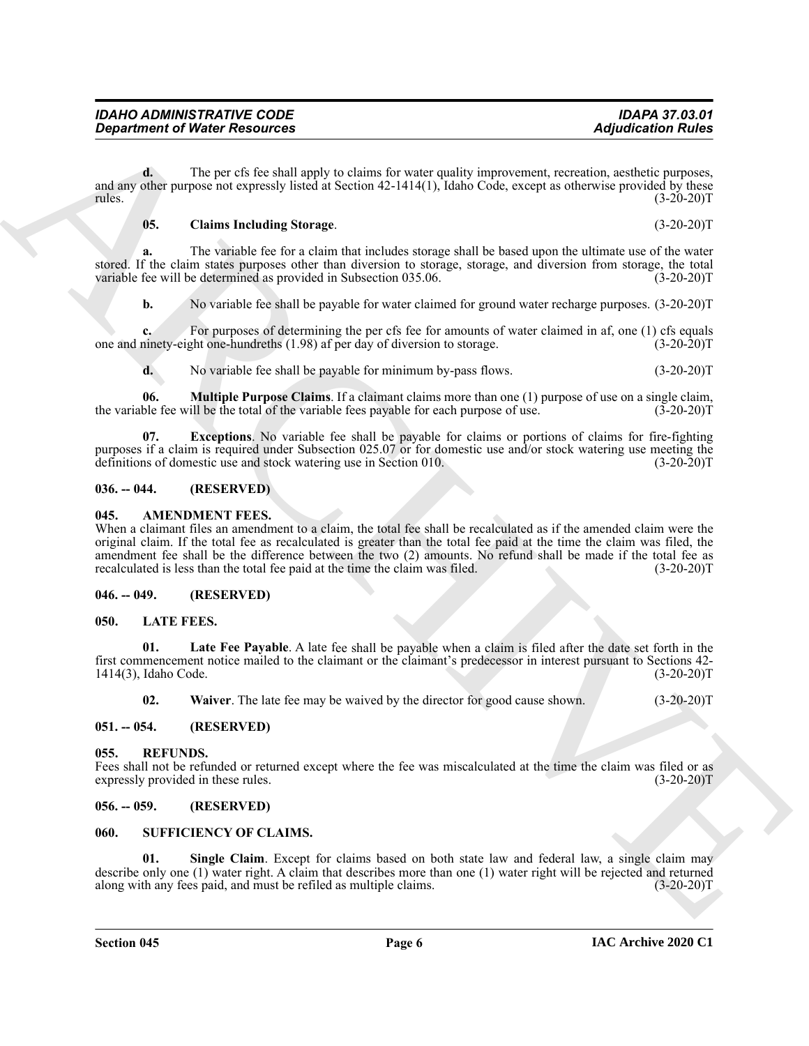**d.** The per cfs fee shall apply to claims for water quality improvement, recreation, aesthetic purposes, and any other purpose not expressly listed at Section 42-1414(1), Idaho Code, except as otherwise provided by these rules. (3-20-20)T

**05. Claims Including Storage**. (3-20-20)T

**a.** The variable fee for a claim that includes storage shall be based upon the ultimate use of the water stored. If the claim states purposes other than diversion to storage, storage, and diversion from storage, the total variable fee will be determined as provided in Subsection 035.06. (3-20-20)T

**b.** No variable fee shall be payable for water claimed for ground water recharge purposes. (3-20-20)T

**c.** For purposes of determining the per cfs fee for amounts of water claimed in af, one (1) cfs equals one and ninety-eight one-hundredths (1.98) af per day of diversion to storage. (3-20-20)T

**d.** No variable fee shall be payable for minimum by-pass flows. (3-20-20)T

**06. Multiple Purpose Claims**. If a claimant claims more than one (1) purpose of use on a single claim, the variable fee will be the total of the variable fees payable for each purpose of use. (3-20-20)T

**07. Exceptions**. No variable fee shall be payable for claims or portions of claims for fire-fighting purposes if a claim is required under Subsection 025.07 or for domestic use and/or stock watering use meeting the definitions of domestic use and stock watering use in Section 010. (3-20-20)T

## 036. -- 044. (RESERVED)

## 045. AMENDMENT FEES.

When a claimant files an amendment to a claim, the total fee shall be recalculated as if the amended claim were the original claim. If the total fee as recalculated is greater than the total fee paid at the time the claim was filed, the amendment fee shall be the difference between the two (2) amounts. No refund shall be made if the total fee as recalculated is less than the total fee paid at the time the claim was filed. (3-20-20)T

## 046. -- 049. (RESERVED)

## 050. LATE FEES.

**01. Late Fee Payable**. A late fee shall be payable when a claim is filed after the date set forth in the first commencement notice mailed to the claimant or the claimant's predecessor in interest pursuant to Sections 42-1414(3), Idaho Code. (3-20-20)T

**02. Waiver**. The late fee may be waived by the director for good cause shown. (3-20-20)T

## 051. -- 054. (RESERVED)

## 055. REFUNDS.

Fees shall not be refunded or returned except where the fee was miscalculated at the time the claim was filed or as expressly provided in these rules. (3-20-20)T

## 056. -- 059. (RESERVED)

## 060. SUFFICIENCY OF CLAIMS.

**01. Single Claim**. Except for claims based on both state law and federal law, a single claim may describe only one (1) water right. A claim that describes more than one (1) water right will be rejected and returned along with any fees paid, and must be refiled as multiple claims. (3-20-20)T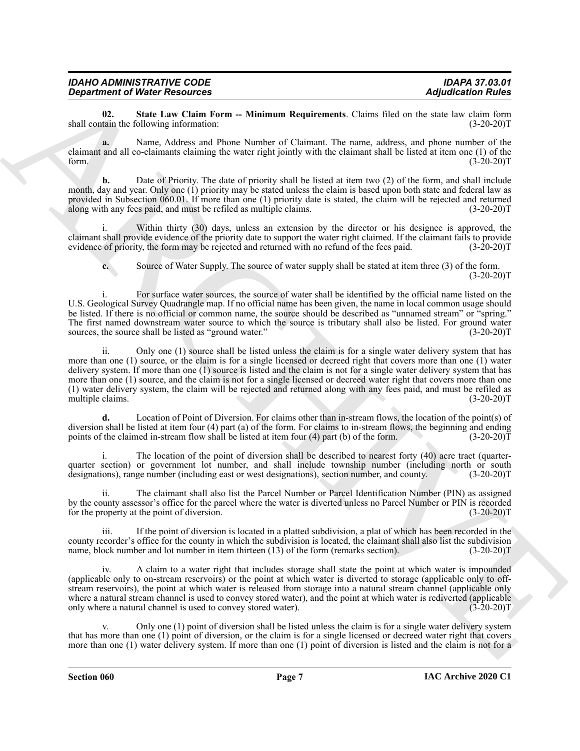**02. State Law Claim Form -- Minimum Requirements**. Claims filed on the state law claim form shall contain the following information: (3-20-20)T

**a.** Name, Address and Phone Number of Claimant. The name, address, and phone number of the claimant and all co-claimants claiming the water right jointly with the claimant shall be listed at item one (1) of the form. (3-20-20)T

**b.** Date of Priority. The date of priority shall be listed at item two (2) of the form, and shall include month, day and year. Only one (1) priority may be stated unless the claim is based upon both state and federal law as provided in Subsection 060.01. If more than one (1) priority date is stated, the claim will be rejected and returned along with any fees paid, and must be refiled as multiple claims. (3-20-20)T

i. Within thirty (30) days, unless an extension by the director or his designee is approved, the claimant shall provide evidence of the priority date to support the water right claimed. If the claimant fails to provide evidence of priority, the form may be rejected and returned with no refund of the fees paid. (3-20-20)T

**c.** Source of Water Supply. The source of water supply shall be stated at item three (3) of the form. (3-20-20)T

i. For surface water sources, the source of water shall be identified by the official name listed on the U.S. Geological Survey Quadrangle map. If no official name has been given, the name in local common usage should be listed. If there is no official or common name, the source should be described as "unnamed stream" or "spring." The first named downstream water source to which the source is tributary shall also be listed. For ground water sources, the source shall be listed as "ground water." (3-20-20)T

ii. Only one (1) source shall be listed unless the claim is for a single water delivery system that has more than one (1) source, or the claim is for a single licensed or decreed right that covers more than one (1) water delivery system. If more than one (1) source is listed and the claim is not for a single water delivery system that has more than one (1) source, and the claim is not for a single licensed or decreed water right that covers more than one (1) water delivery system, the claim will be rejected and returned along with any fees paid, and must be refiled as multiple claims. (3-20-20)T

**d.** Location of Point of Diversion. For claims other than in-stream flows, the location of the point(s) of diversion shall be listed at item four (4) part (a) of the form. For claims to in-stream flows, the beginning and ending points of the claimed in-stream flow shall be listed at item four (4) part (b) of the form. (3-20-20)T

i. The location of the point of diversion shall be described to nearest forty (40) acre tract (quarter-quarter section) or government lot number, and shall include township number (including north or south designations), range number (including east or west designations), section number, and county. (3-20-20)T

ii. The claimant shall also list the Parcel Number or Parcel Identification Number (PIN) as assigned by the county assessor's office for the parcel where the water is diverted unless no Parcel Number or PIN is recorded for the property at the point of diversion. (3-20-20)T

iii. If the point of diversion is located in a platted subdivision, a plat of which has been recorded in the county recorder's office for the county in which the subdivision is located, the claimant shall also list the subdivision name, block number and lot number in item thirteen (13) of the form (remarks section). (3-20-20)T

iv. A claim to a water right that includes storage shall state the point at which water is impounded (applicable only to on-stream reservoirs) or the point at which water is diverted to storage (applicable only to off-stream reservoirs), the point at which water is released from storage into a natural stream channel (applicable only where a natural stream channel is used to convey stored water), and the point at which water is rediverted (applicable only where a natural channel is used to convey stored water). (3-20-20)T

v. Only one (1) point of diversion shall be listed unless the claim is for a single water delivery system that has more than one (1) point of diversion, or the claim is for a single licensed or decreed water right that covers more than one (1) water delivery system. If more than one (1) point of diversion is listed and the claim is not for a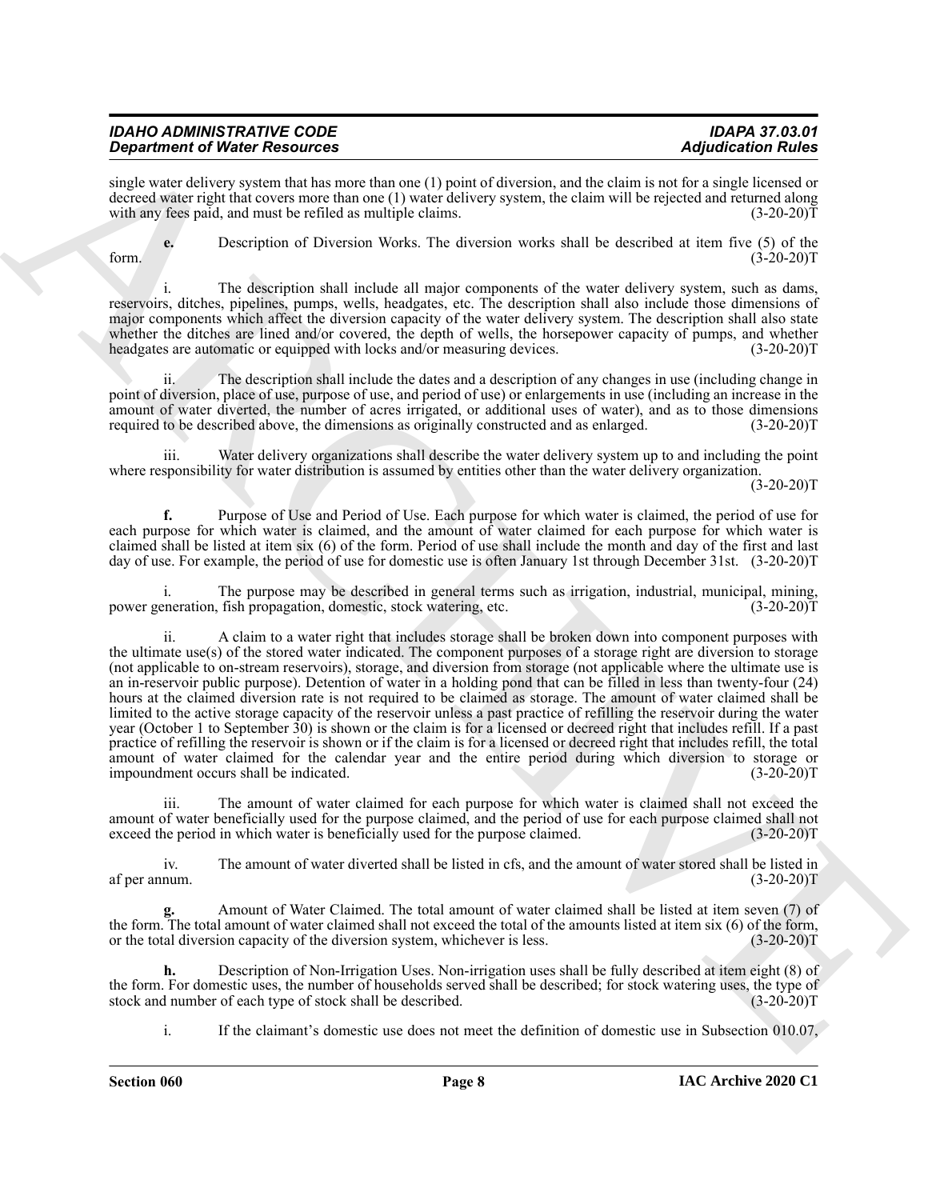single water delivery system that has more than one (1) point of diversion, and the claim is not for a single licensed or decreed water right that covers more than one (1) water delivery system, the claim will be rejected and returned along with any fees paid, and must be refiled as multiple claims. (3-20-20)T

**e.** Description of Diversion Works. The diversion works shall be described at item five (5) of the form. (3-20-20)T

i. The description shall include all major components of the water delivery system, such as dams, reservoirs, ditches, pipelines, pumps, wells, headgates, etc. The description shall also include those dimensions of major components which affect the diversion capacity of the water delivery system. The description shall also state whether the ditches are lined and/or covered, the depth of wells, the horsepower capacity of pumps, and whether headgates are automatic or equipped with locks and/or measuring devices. (3-20-20)T

ii. The description shall include the dates and a description of any changes in use (including change in point of diversion, place of use, purpose of use, and period of use) or enlargements in use (including an increase in the amount of water diverted, the number of acres irrigated, or additional uses of water), and as to those dimensions required to be described above, the dimensions as originally constructed and as enlarged. (3-20-20)T

iii. Water delivery organizations shall describe the water delivery system up to and including the point where responsibility for water distribution is assumed by entities other than the water delivery organization. (3-20-20)T

**f.** Purpose of Use and Period of Use. Each purpose for which water is claimed, the period of use for each purpose for which water is claimed, and the amount of water claimed for each purpose for which water is claimed shall be listed at item six (6) of the form. Period of use shall include the month and day of the first and last day of use. For example, the period of use for domestic use is often January 1st through December 31st. (3-20-20)T

i. The purpose may be described in general terms such as irrigation, industrial, municipal, mining, power generation, fish propagation, domestic, stock watering, etc. (3-20-20)T

ii. A claim to a water right that includes storage shall be broken down into component purposes with the ultimate use(s) of the stored water indicated. The component purposes of a storage right are diversion to storage (not applicable to on-stream reservoirs), storage, and diversion from storage (not applicable where the ultimate use is an in-reservoir public purpose). Detention of water in a holding pond that can be filled in less than twenty-four (24) hours at the claimed diversion rate is not required to be claimed as storage. The amount of water claimed shall be limited to the active storage capacity of the reservoir unless a past practice of refilling the reservoir during the water year (October 1 to September 30) is shown or the claim is for a licensed or decreed right that includes refill. If a past practice of refilling the reservoir is shown or if the claim is for a licensed or decreed right that includes refill, the total amount of water claimed for the calendar year and the entire period during which diversion to storage or impoundment occurs shall be indicated. (3-20-20)T

iii. The amount of water claimed for each purpose for which water is claimed shall not exceed the amount of water beneficially used for the purpose claimed, and the period of use for each purpose claimed shall not exceed the period in which water is beneficially used for the purpose claimed. (3-20-20)T

iv. The amount of water diverted shall be listed in cfs, and the amount of water stored shall be listed in af per annum. (3-20-20)T

**g.** Amount of Water Claimed. The total amount of water claimed shall be listed at item seven (7) of the form. The total amount of water claimed shall not exceed the total of the amounts listed at item six (6) of the form, or the total diversion capacity of the diversion system, whichever is less. (3-20-20)T

**h.** Description of Non-Irrigation Uses. Non-irrigation uses shall be fully described at item eight (8) of the form. For domestic uses, the number of households served shall be described; for stock watering uses, the type of stock and number of each type of stock shall be described. (3-20-20)T

i. If the claimant's domestic use does not meet the definition of domestic use in Subsection 010.07,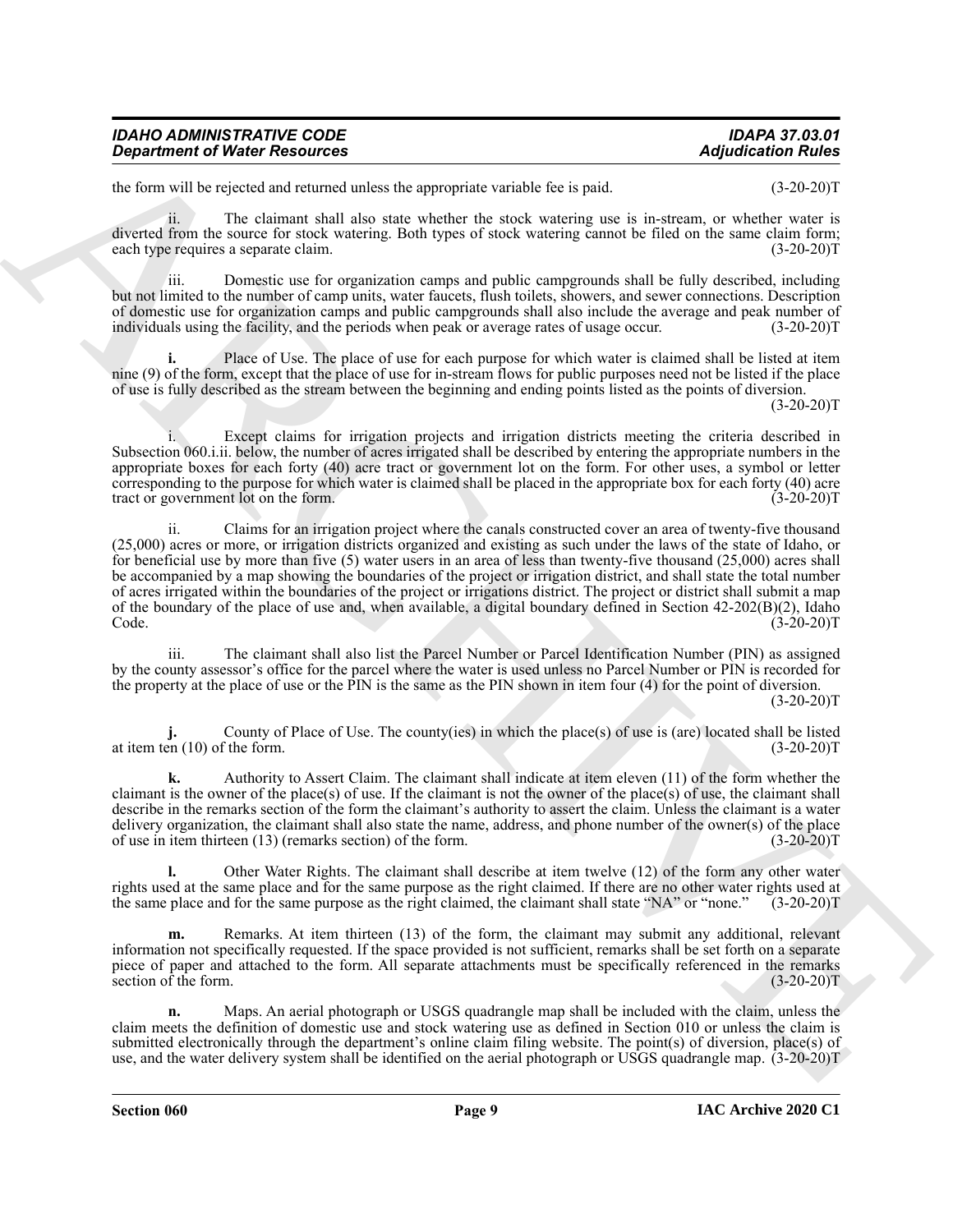the form will be rejected and returned unless the appropriate variable fee is paid. (3-20-20)T

ii. The claimant shall also state whether the stock watering use is in-stream, or whether water is diverted from the source for stock watering. Both types of stock watering cannot be filed on the same claim form; each type requires a separate claim. (3-20-20)T

iii. Domestic use for organization camps and public campgrounds shall be fully described, including but not limited to the number of camp units, water faucets, flush toilets, showers, and sewer connections. Description of domestic use for organization camps and public campgrounds shall also include the average and peak number of individuals using the facility, and the periods when peak or average rates of usage occur. (3-20-20)T

**i.** Place of Use. The place of use for each purpose for which water is claimed shall be listed at item nine (9) of the form, except that the place of use for in-stream flows for public purposes need not be listed if the place of use is fully described as the stream between the beginning and ending points listed as the points of diversion. (3-20-20)T

i. Except claims for irrigation projects and irrigation districts meeting the criteria described in Subsection 060.i.ii. below, the number of acres irrigated shall be described by entering the appropriate numbers in the appropriate boxes for each forty (40) acre tract or government lot on the form. For other uses, a symbol or letter corresponding to the purpose for which water is claimed shall be placed in the appropriate box for each forty (40) acre tract or government lot on the form. (3-20-20)T

ii. Claims for an irrigation project where the canals constructed cover an area of twenty-five thousand (25,000) acres or more, or irrigation districts organized and existing as such under the laws of the state of Idaho, or for beneficial use by more than five (5) water users in an area of less than twenty-five thousand (25,000) acres shall be accompanied by a map showing the boundaries of the project or irrigation district, and shall state the total number of acres irrigated within the boundaries of the project or irrigations district. The project or district shall submit a map of the boundary of the place of use and, when available, a digital boundary defined in Section 42-202(B)(2), Idaho Code. (3-20-20)T

iii. The claimant shall also list the Parcel Number or Parcel Identification Number (PIN) as assigned by the county assessor's office for the parcel where the water is used unless no Parcel Number or PIN is recorded for the property at the place of use or the PIN is the same as the PIN shown in item four (4) for the point of diversion. (3-20-20)T

**j.** County of Place of Use. The county(ies) in which the place(s) of use is (are) located shall be listed at item ten (10) of the form. (3-20-20)T

**k.** Authority to Assert Claim. The claimant shall indicate at item eleven (11) of the form whether the claimant is the owner of the place(s) of use. If the claimant is not the owner of the place(s) of use, the claimant shall describe in the remarks section of the form the claimant's authority to assert the claim. Unless the claimant is a water delivery organization, the claimant shall also state the name, address, and phone number of the owner(s) of the place of use in item thirteen (13) (remarks section) of the form. (3-20-20)T

**l.** Other Water Rights. The claimant shall describe at item twelve (12) of the form any other water rights used at the same place and for the same purpose as the right claimed. If there are no other water rights used at the same place and for the same purpose as the right claimed, the claimant shall state "NA" or "none." (3-20-20)T

**m.** Remarks. At item thirteen (13) of the form, the claimant may submit any additional, relevant information not specifically requested. If the space provided is not sufficient, remarks shall be set forth on a separate piece of paper and attached to the form. All separate attachments must be specifically referenced in the remarks section of the form. (3-20-20)T

**n.** Maps. An aerial photograph or USGS quadrangle map shall be included with the claim, unless the claim meets the definition of domestic use and stock watering use as defined in Section 010 or unless the claim is submitted electronically through the department's online claim filing website. The point(s) of diversion, place(s) of use, and the water delivery system shall be identified on the aerial photograph or USGS quadrangle map. (3-20-20)T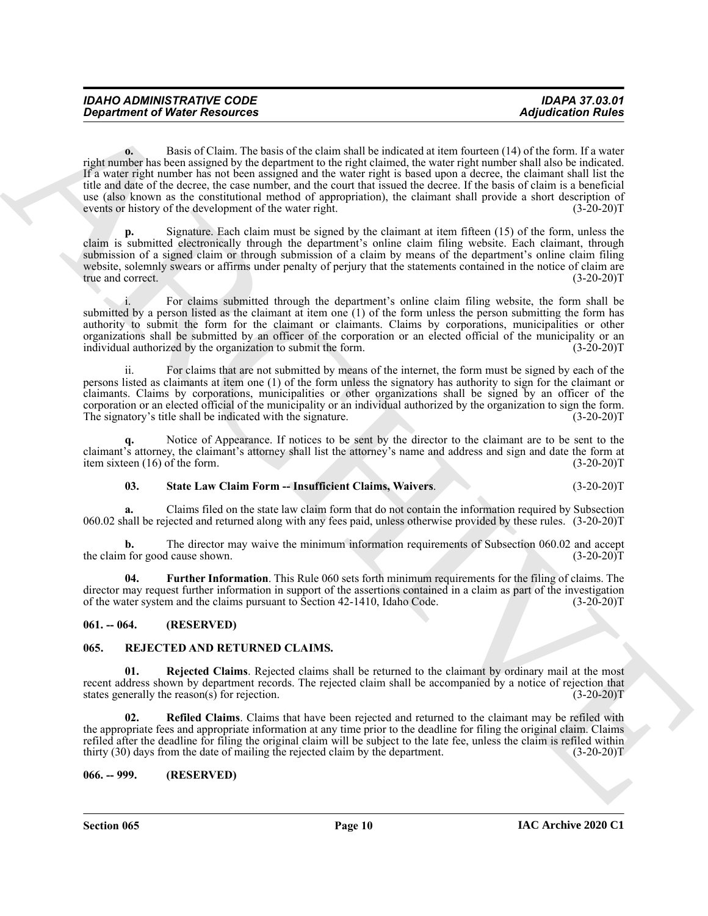**o.** Basis of Claim. The basis of the claim shall be indicated at item fourteen (14) of the form. If a water right number has been assigned by the department to the right claimed, the water right number shall also be indicated. If a water right number has not been assigned and the water right is based upon a decree, the claimant shall list the title and date of the decree, the case number, and the court that issued the decree. If the basis of claim is a beneficial use (also known as the constitutional method of appropriation), the claimant shall provide a short description of events or history of the development of the water right. (3-20-20)T

**p.** Signature. Each claim must be signed by the claimant at item fifteen (15) of the form, unless the claim is submitted electronically through the department's online claim filing website. Each claimant, through submission of a signed claim or through submission of a claim by means of the department's online claim filing website, solemnly swears or affirms under penalty of perjury that the statements contained in the notice of claim are true and correct. (3-20-20)T

i. For claims submitted through the department's online claim filing website, the form shall be submitted by a person listed as the claimant at item one (1) of the form unless the person submitting the form has authority to submit the form for the claimant or claimants. Claims by corporations, municipalities or other organizations shall be submitted by an officer of the corporation or an elected official of the municipality or an individual authorized by the organization to submit the form. (3-20-20)T

ii. For claims that are not submitted by means of the internet, the form must be signed by each of the persons listed as claimants at item one (1) of the form unless the signatory has authority to sign for the claimant or claimants. Claims by corporations, municipalities or other organizations shall be signed by an officer of the corporation or an elected official of the municipality or an individual authorized by the organization to sign the form. The signatory's title shall be indicated with the signature. (3-20-20)T

**q.** Notice of Appearance. If notices to be sent by the director to the claimant are to be sent to the claimant's attorney, the claimant's attorney shall list the attorney's name and address and sign and date the form at item sixteen (16) of the form. (3-20-20)T

**03. State Law Claim Form -- Insufficient Claims, Waivers**. (3-20-20)T

**a.** Claims filed on the state law claim form that do not contain the information required by Subsection 060.02 shall be rejected and returned along with any fees paid, unless otherwise provided by these rules. (3-20-20)T

**b.** The director may waive the minimum information requirements of Subsection 060.02 and accept the claim for good cause shown. (3-20-20)T

**04. Further Information**. This Rule 060 sets forth minimum requirements for the filing of claims. The director may request further information in support of the assertions contained in a claim as part of the investigation of the water system and the claims pursuant to Section 42-1410, Idaho Code. (3-20-20)T

## 061. -- 064. (RESERVED)

## 065. REJECTED AND RETURNED CLAIMS.

**01. Rejected Claims**. Rejected claims shall be returned to the claimant by ordinary mail at the most recent address shown by department records. The rejected claim shall be accompanied by a notice of rejection that states generally the reason(s) for rejection. (3-20-20)T

**02. Refiled Claims**. Claims that have been rejected and returned to the claimant may be refiled with the appropriate fees and appropriate information at any time prior to the deadline for filing the original claim. Claims refiled after the deadline for filing the original claim will be subject to the late fee, unless the claim is refiled within thirty (30) days from the date of mailing the rejected claim by the department. (3-20-20)T

## 066. -- 999. (RESERVED)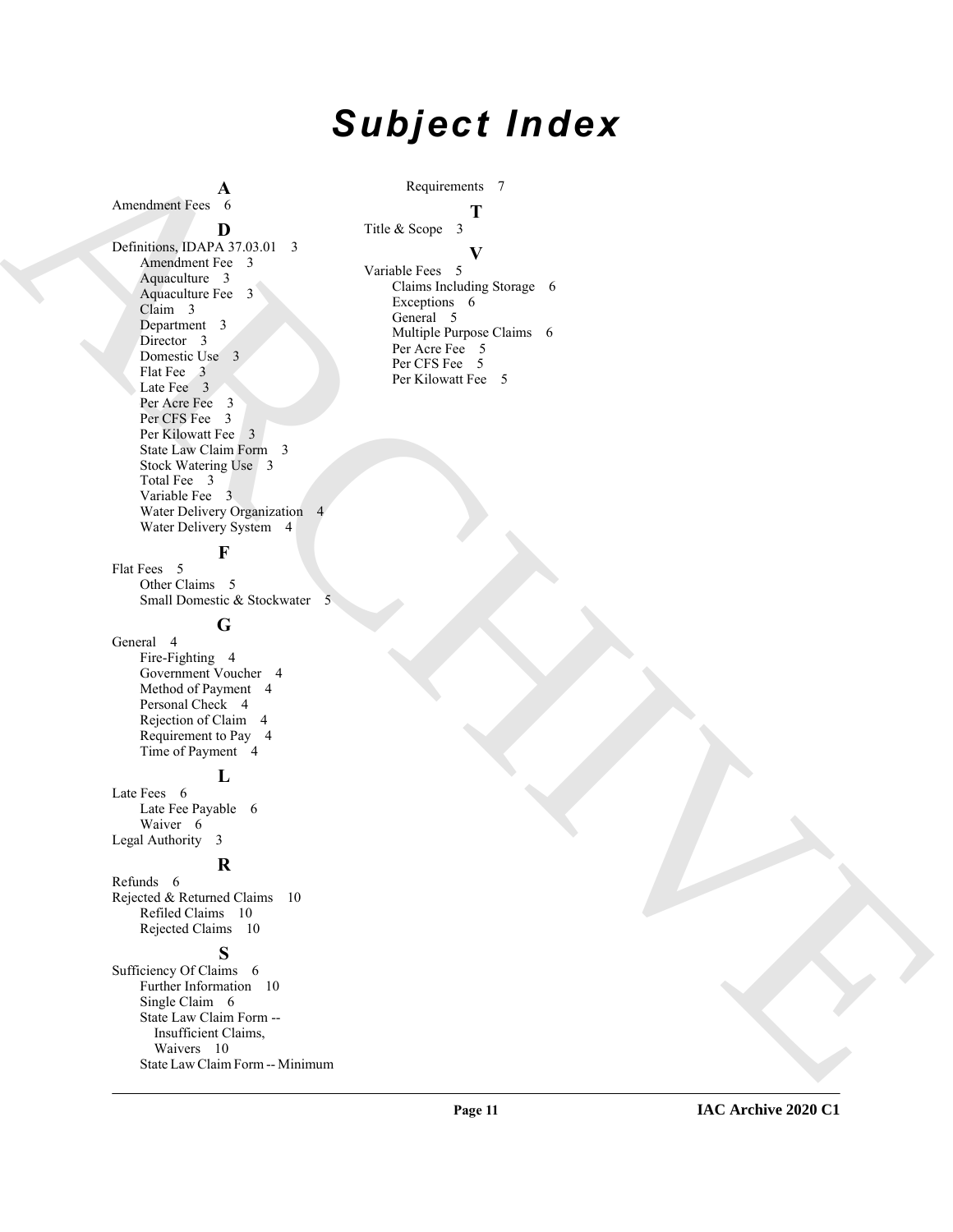# Subject Index

**A**

Amendment Fees 6

**D**

Definitions, IDAPA 37.03.01 3
- Amendment Fee 3
- Aquaculture 3
- Aquaculture Fee 3
- Claim 3
- Department 3
- Director 3
- Domestic Use 3
- Flat Fee 3
- Late Fee 3
- Per Acre Fee 3
- Per CFS Fee 3
- Per Kilowatt Fee 3
- State Law Claim Form 3
- Stock Watering Use 3
- Total Fee 3
- Variable Fee 3
- Water Delivery Organization 4
- Water Delivery System 4

**F**

Flat Fees 5
- Other Claims 5
- Small Domestic & Stockwater 5

**G**

General 4
- Fire-Fighting 4
- Government Voucher 4
- Method of Payment 4
- Personal Check 4
- Rejection of Claim 4
- Requirement to Pay 4
- Time of Payment 4

**L**

Late Fees 6
- Late Fee Payable 6
- Waiver 6

Legal Authority 3

**R**

Refunds 6

Rejected & Returned Claims 10
- Refiled Claims 10
- Rejected Claims 10

**S**

Sufficiency Of Claims 6
- Further Information 10
- Single Claim 6
- State Law Claim Form -- Insufficient Claims, Waivers 10
- State Law Claim Form -- Minimum Requirements 7

**T**

Title & Scope 3

**V**

Variable Fees 5
- Claims Including Storage 6
- Exceptions 6
- General 5
- Multiple Purpose Claims 6
- Per Acre Fee 5
- Per CFS Fee 5
- Per Kilowatt Fee 5